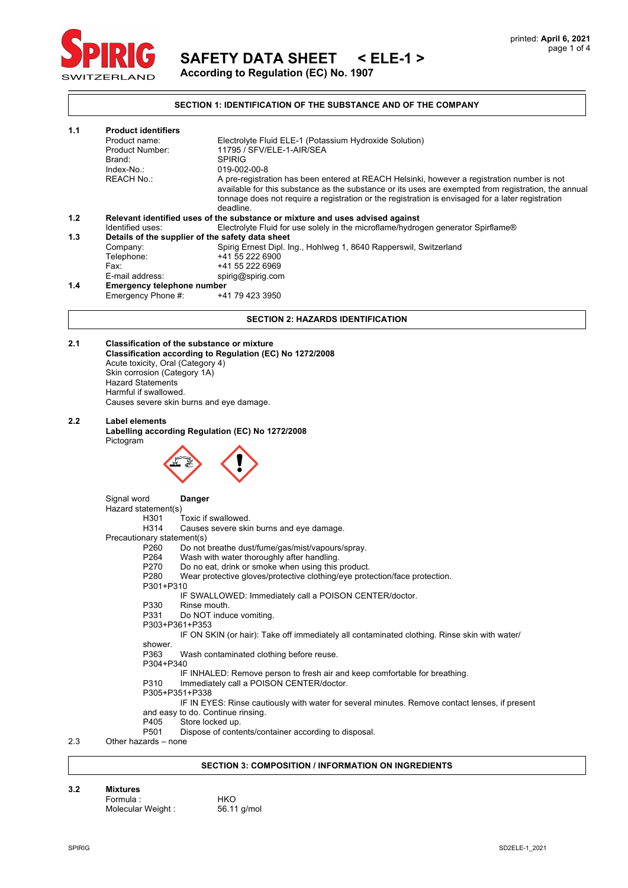# SAFETY DATA SHEET < ELE-1 >

**According to Regulation (EC) No. 1907**

printed: **April 6, 2021**

## SECTION 1: IDENTIFICATION OF THE SUBSTANCE AND OF THE COMPANY

**1.1 Product identifiers**

| | |
|---|---|
| Product name: | Electrolyte Fluid ELE-1 (Potassium Hydroxide Solution) |
| Product Number: | 11795 / SFV/ELE-1-AIR/SEA |
| Brand: | SPIRIG |
| Index-No.: | 019-002-00-8 |
| REACH No.: | A pre-registration has been entered at REACH Helsinki, however a registration number is not available for this substance as the substance or its uses are exempted from registration, the annual tonnage does not require a registration or the registration is envisaged for a later registration deadline. |

**1.2 Relevant identified uses of the substance or mixture and uses advised against**

Identified uses: Electrolyte Fluid for use solely in the microflame/hydrogen generator Spirflame®

**1.3 Details of the supplier of the safety data sheet**

| | |
|---|---|
| Company: | Spirig Ernest Dipl. Ing., Hohlweg 1, 8640 Rapperswil, Switzerland |
| Telephone: | +41 55 222 6900 |
| Fax: | +41 55 222 6969 |
| E-mail address: | spirig@spirig.com |

**1.4 Emergency telephone number**

Emergency Phone #: +41 79 423 3950

## SECTION 2: HAZARDS IDENTIFICATION

**2.1 Classification of the substance or mixture**

**Classification according to Regulation (EC) No 1272/2008**

Acute toxicity, Oral (Category 4)
Skin corrosion (Category 1A)
Hazard Statements
Harmful if swallowed.
Causes severe skin burns and eye damage.

**2.2 Label elements**

**Labelling according Regulation (EC) No 1272/2008**

Pictogram

Signal word **Danger**

Hazard statement(s)

- H301 Toxic if swallowed.
- H314 Causes severe skin burns and eye damage.

Precautionary statement(s)

- P260 Do not breathe dust/fume/gas/mist/vapours/spray.
- P264 Wash with water thoroughly after handling.
- P270 Do no eat, drink or smoke when using this product.
- P280 Wear protective gloves/protective clothing/eye protection/face protection.
- P301+P310 IF SWALLOWED: Immediately call a POISON CENTER/doctor.
- P330 Rinse mouth.
- P331 Do NOT induce vomiting.
- P303+P361+P353 IF ON SKIN (or hair): Take off immediately all contaminated clothing. Rinse skin with water/ shower.
- P363 Wash contaminated clothing before reuse.
- P304+P340 IF INHALED: Remove person to fresh air and keep comfortable for breathing.
- P310 Immediately call a POISON CENTER/doctor.
- P305+P351+P338 IF IN EYES: Rinse cautiously with water for several minutes. Remove contact lenses, if present and easy to do. Continue rinsing.
- P405 Store locked up.
- P501 Dispose of contents/container according to disposal.

2.3 Other hazards – none

## SECTION 3: COMPOSITION / INFORMATION ON INGREDIENTS

**3.2 Mixtures**

| | |
|---|---|
| Formula : | HKO |
| Molecular Weight : | 56.11 g/mol |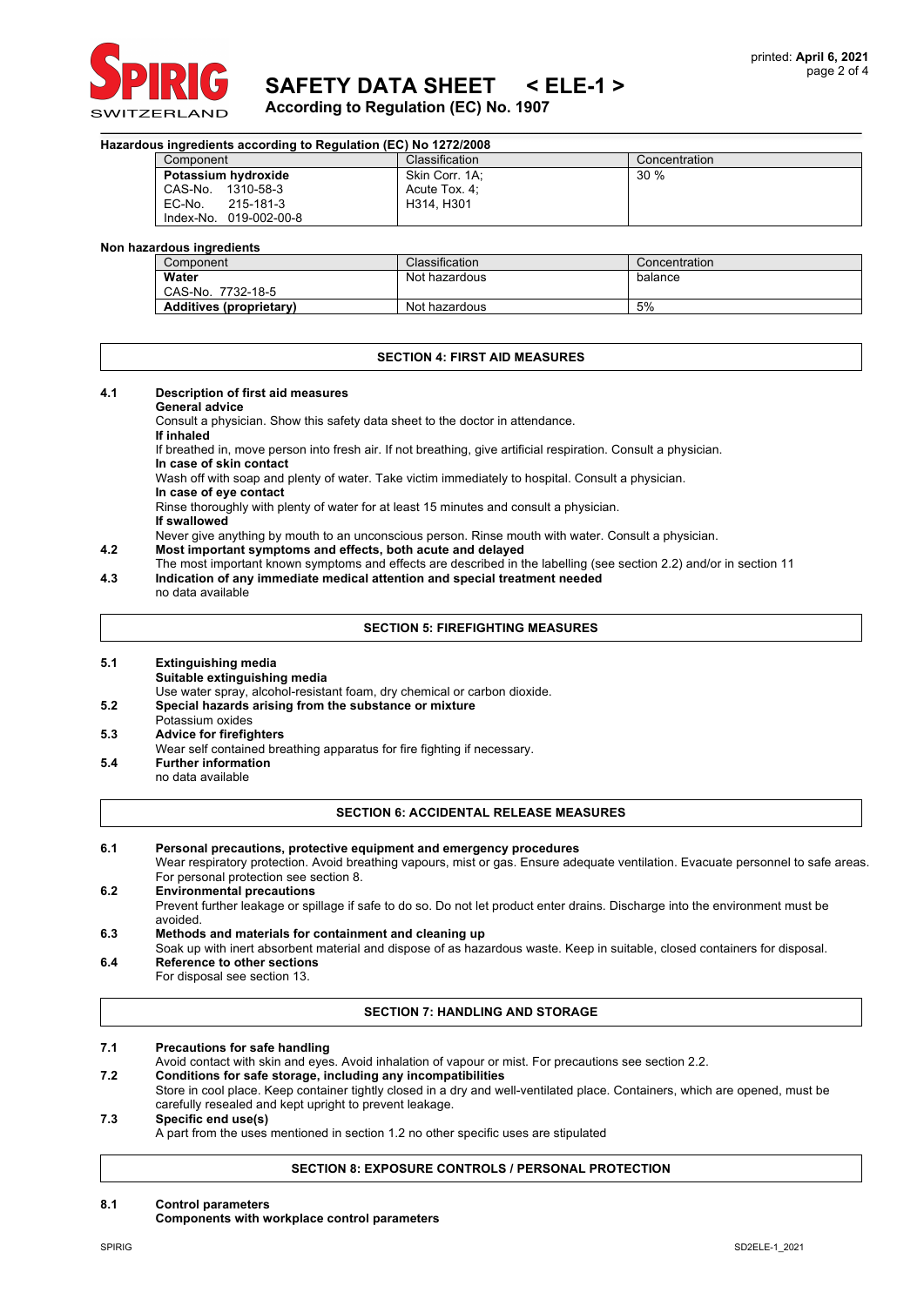**Hazardous ingredients according to Regulation (EC) No 1272/2008**

| Component | Classification | Concentration |
|---|---|---|
| **Potassium hydroxide**<br>CAS-No. 1310-58-3<br>EC-No. 215-181-3<br>Index-No. 019-002-00-8 | Skin Corr. 1A;<br>Acute Tox. 4;<br>H314, H301 | 30 % |

**Non hazardous ingredients**

| Component | Classification | Concentration |
|---|---|---|
| **Water**<br>CAS-No. 7732-18-5 | Not hazardous | balance |
| **Additives (proprietary)** | Not hazardous | 5% |

## SECTION 4: FIRST AID MEASURES

**4.1 Description of first aid measures**

**General advice**
Consult a physician. Show this safety data sheet to the doctor in attendance.

**If inhaled**
If breathed in, move person into fresh air. If not breathing, give artificial respiration. Consult a physician.

**In case of skin contact**
Wash off with soap and plenty of water. Take victim immediately to hospital. Consult a physician.

**In case of eye contact**
Rinse thoroughly with plenty of water for at least 15 minutes and consult a physician.

**If swallowed**
Never give anything by mouth to an unconscious person. Rinse mouth with water. Consult a physician.

**4.2 Most important symptoms and effects, both acute and delayed**
The most important known symptoms and effects are described in the labelling (see section 2.2) and/or in section 11

**4.3 Indication of any immediate medical attention and special treatment needed**
no data available

## SECTION 5: FIREFIGHTING MEASURES

**5.1 Extinguishing media**

**Suitable extinguishing media**
Use water spray, alcohol-resistant foam, dry chemical or carbon dioxide.

**5.2 Special hazards arising from the substance or mixture**
Potassium oxides

**5.3 Advice for firefighters**
Wear self contained breathing apparatus for fire fighting if necessary.

**5.4 Further information**
no data available

## SECTION 6: ACCIDENTAL RELEASE MEASURES

**6.1 Personal precautions, protective equipment and emergency procedures**
Wear respiratory protection. Avoid breathing vapours, mist or gas. Ensure adequate ventilation. Evacuate personnel to safe areas. For personal protection see section 8.

**6.2 Environmental precautions**
Prevent further leakage or spillage if safe to do so. Do not let product enter drains. Discharge into the environment must be avoided.

**6.3 Methods and materials for containment and cleaning up**
Soak up with inert absorbent material and dispose of as hazardous waste. Keep in suitable, closed containers for disposal.

**6.4 Reference to other sections**
For disposal see section 13.

## SECTION 7: HANDLING AND STORAGE

**7.1 Precautions for safe handling**
Avoid contact with skin and eyes. Avoid inhalation of vapour or mist. For precautions see section 2.2.

**7.2 Conditions for safe storage, including any incompatibilities**
Store in cool place. Keep container tightly closed in a dry and well-ventilated place. Containers, which are opened, must be carefully resealed and kept upright to prevent leakage.

**7.3 Specific end use(s)**
A part from the uses mentioned in section 1.2 no other specific uses are stipulated

## SECTION 8: EXPOSURE CONTROLS / PERSONAL PROTECTION

**8.1 Control parameters**

**Components with workplace control parameters**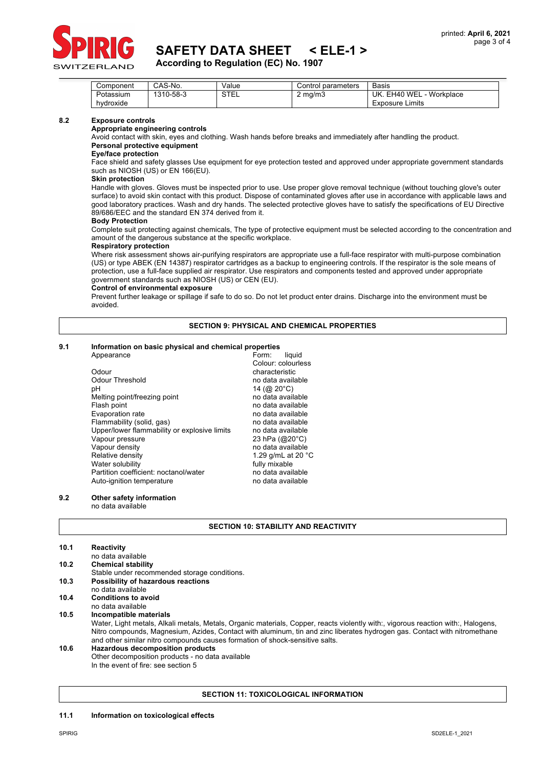| Component | CAS-No. | Value | Control parameters | Basis |
|---|---|---|---|---|
| Potassium hydroxide | 1310-58-3 | STEL | 2 mg/m3 | UK. EH40 WEL - Workplace Exposure Limits |

**8.2 Exposure controls**

**Appropriate engineering controls**

Avoid contact with skin, eyes and clothing. Wash hands before breaks and immediately after handling the product.

**Personal protective equipment**

**Eye/face protection**

Face shield and safety glasses Use equipment for eye protection tested and approved under appropriate government standards such as NIOSH (US) or EN 166(EU).

**Skin protection**

Handle with gloves. Gloves must be inspected prior to use. Use proper glove removal technique (without touching glove's outer surface) to avoid skin contact with this product. Dispose of contaminated gloves after use in accordance with applicable laws and good laboratory practices. Wash and dry hands. The selected protective gloves have to satisfy the specifications of EU Directive 89/686/EEC and the standard EN 374 derived from it.

**Body Protection**

Complete suit protecting against chemicals, The type of protective equipment must be selected according to the concentration and amount of the dangerous substance at the specific workplace.

**Respiratory protection**

Where risk assessment shows air-purifying respirators are appropriate use a full-face respirator with multi-purpose combination (US) or type ABEK (EN 14387) respirator cartridges as a backup to engineering controls. If the respirator is the sole means of protection, use a full-face supplied air respirator. Use respirators and components tested and approved under appropriate government standards such as NIOSH (US) or CEN (EU).

**Control of environmental exposure**

Prevent further leakage or spillage if safe to do so. Do not let product enter drains. Discharge into the environment must be avoided.

## SECTION 9: PHYSICAL AND CHEMICAL PROPERTIES

**9.1 Information on basic physical and chemical properties**

| | |
|---|---|
| Appearance | Form: liquid<br>Colour: colourless |
| Odour | characteristic |
| Odour Threshold | no data available |
| pH | 14 (@ 20°C) |
| Melting point/freezing point | no data available |
| Flash point | no data available |
| Evaporation rate | no data available |
| Flammability (solid, gas) | no data available |
| Upper/lower flammability or explosive limits | no data available |
| Vapour pressure | 23 hPa (@20°C) |
| Vapour density | no data available |
| Relative density | 1.29 g/mL at 20 °C |
| Water solubility | fully mixable |
| Partition coefficient: noctanol/water | no data available |
| Auto-ignition temperature | no data available |

**9.2 Other safety information**

no data available

## SECTION 10: STABILITY AND REACTIVITY

**10.1 Reactivity**

no data available

**10.2 Chemical stability**

Stable under recommended storage conditions.

**10.3 Possibility of hazardous reactions**

no data available

**10.4 Conditions to avoid**

no data available

**10.5 Incompatible materials**

Water, Light metals, Alkali metals, Metals, Organic materials, Copper, reacts violently with:, vigorous reaction with:, Halogens, Nitro compounds, Magnesium, Azides, Contact with aluminum, tin and zinc liberates hydrogen gas. Contact with nitromethane and other similar nitro compounds causes formation of shock-sensitive salts.

**10.6 Hazardous decomposition products**

Other decomposition products - no data available
In the event of fire: see section 5

## SECTION 11: TOXICOLOGICAL INFORMATION

**11.1 Information on toxicological effects**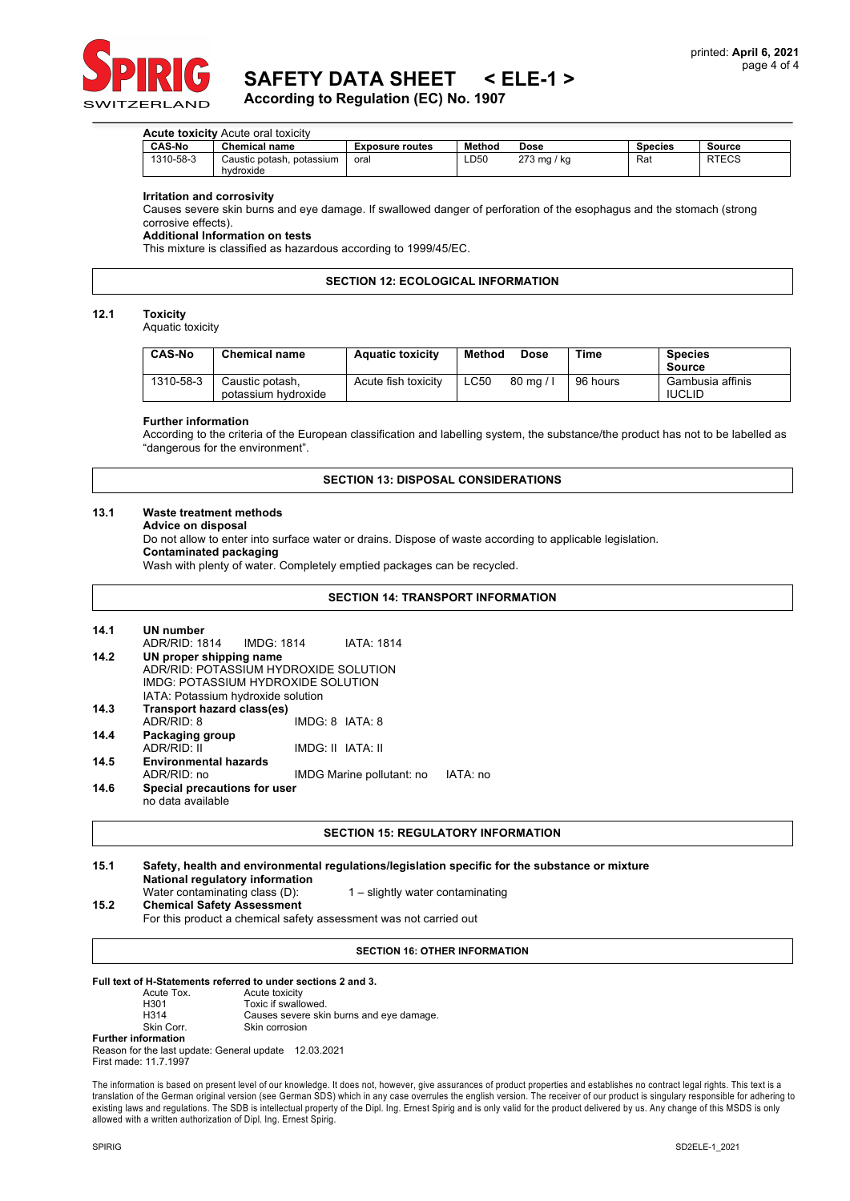**Acute toxicity** Acute oral toxicity

| CAS-No | Chemical name | Exposure routes | Method | Dose | Species | Source |
|---|---|---|---|---|---|---|
| 1310-58-3 | Caustic potash, potassium hydroxide | oral | LD50 | 273 mg / kg | Rat | RTECS |

**Irritation and corrosivity**

Causes severe skin burns and eye damage. If swallowed danger of perforation of the esophagus and the stomach (strong corrosive effects).

**Additional Information on tests**

This mixture is classified as hazardous according to 1999/45/EC.

## SECTION 12: ECOLOGICAL INFORMATION

**12.1 Toxicity**

Aquatic toxicity

| CAS-No | Chemical name | Aquatic toxicity | Method | Dose | Time | Species Source |
|---|---|---|---|---|---|---|
| 1310-58-3 | Caustic potash, potassium hydroxide | Acute fish toxicity | LC50 | 80 mg / l | 96 hours | Gambusia affinis IUCLID |

**Further information**

According to the criteria of the European classification and labelling system, the substance/the product has not to be labelled as "dangerous for the environment".

## SECTION 13: DISPOSAL CONSIDERATIONS

**13.1 Waste treatment methods**

**Advice on disposal**

Do not allow to enter into surface water or drains. Dispose of waste according to applicable legislation.

**Contaminated packaging**

Wash with plenty of water. Completely emptied packages can be recycled.

## SECTION 14: TRANSPORT INFORMATION

**14.1 UN number**

ADR/RID: 1814 IMDG: 1814 IATA: 1814

**14.2 UN proper shipping name**

ADR/RID: POTASSIUM HYDROXIDE SOLUTION
IMDG: POTASSIUM HYDROXIDE SOLUTION
IATA: Potassium hydroxide solution

**14.3 Transport hazard class(es)**

ADR/RID: 8 IMDG: 8 IATA: 8

**14.4 Packaging group**

ADR/RID: II IMDG: II IATA: II

**14.5 Environmental hazards**

ADR/RID: no IMDG Marine pollutant: no IATA: no

**14.6 Special precautions for user**

no data available

## SECTION 15: REGULATORY INFORMATION

**15.1 Safety, health and environmental regulations/legislation specific for the substance or mixture**

**National regulatory information**

Water contaminating class (D): 1 – slightly water contaminating

**15.2 Chemical Safety Assessment**

For this product a chemical safety assessment was not carried out

## SECTION 16: OTHER INFORMATION

**Full text of H-Statements referred to under sections 2 and 3.**

| | |
|---|---|
| Acute Tox. | Acute toxicity |
| H301 | Toxic if swallowed. |
| H314 | Causes severe skin burns and eye damage. |
| Skin Corr. | Skin corrosion |

**Further information**

Reason for the last update: General update 12.03.2021
First made: 11.7.1997

The information is based on present level of our knowledge. It does not, however, give assurances of product properties and establishes no contract legal rights. This text is a translation of the German original version (see German SDS) which in any case overrules the english version. The receiver of our product is singulary responsible for adhering to existing laws and regulations. The SDB is intellectual property of the Dipl. Ing. Ernest Spirig and is only valid for the product delivered by us. Any change of this MSDS is only allowed with a written authorization of Dipl. Ing. Ernest Spirig.